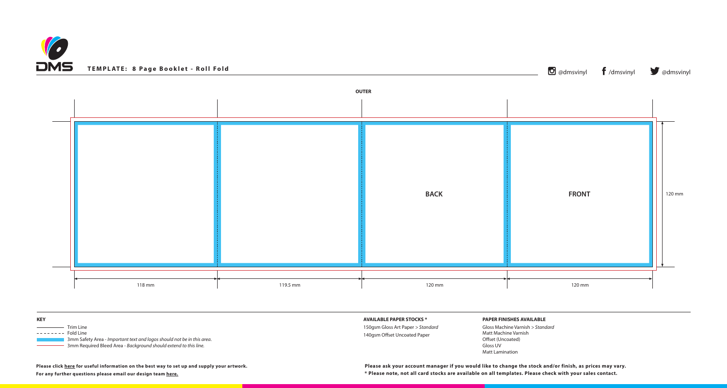**TEMPLATE: 8 Page Booklet - Roll Fold**

@dmsvinyl /dmsvinyl @dmsvinyl

**OUTER**

**BACK**

**FRONT**

120 mm

118 mm | 119.5 mm | 120 mm | 120 mm

**KEY**

- Trim Line
- Fold Line
- 3mm Safety Area - *Important text and logos should not be in this area.*
- 3mm Required Bleed Area - *Background should extend to this line.*

**AVAILABLE PAPER STOCKS ***

150gsm Gloss Art Paper > *Standard*
140gsm Offset Uncoated Paper

**PAPER FINISHES AVAILABLE**

Gloss Machine Varnish > *Standard*
Matt Machine Varnish
Offset (Uncoated)
Gloss UV
Matt Lamination

**Please click here for useful information on the best way to set up and supply your artwork.**
**For any further questions please email our design team here.**

**Please ask your account manager if you would like to change the stock and/or finish, as prices may vary.**
*** Please note, not all card stocks are available on all templates. Please check with your sales contact.**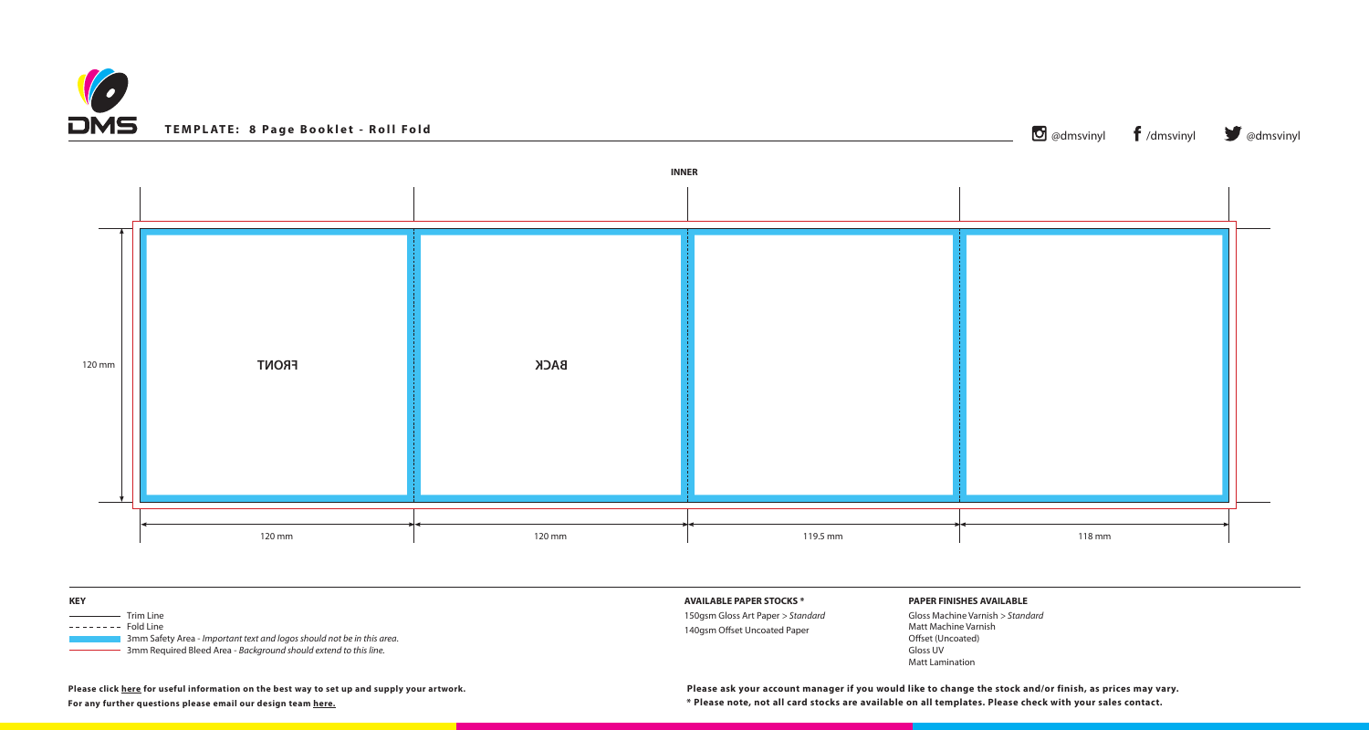**TEMPLATE: 8 Page Booklet - Roll Fold**

@dmsvinyl /dmsvinyl @dmsvinyl

**INNER**

120 mm

FRONT

BACK

120 mm

120 mm

119.5 mm

118 mm

**KEY**

- Trim Line
- Fold Line
- 3mm Safety Area - *Important text and logos should not be in this area.*
- 3mm Required Bleed Area - *Background should extend to this line.*

**AVAILABLE PAPER STOCKS ***

150gsm Gloss Art Paper > *Standard*
140gsm Offset Uncoated Paper

**PAPER FINISHES AVAILABLE**

Gloss Machine Varnish > *Standard*
Matt Machine Varnish
Offset (Uncoated)
Gloss UV
Matt Lamination

**Please click here for useful information on the best way to set up and supply your artwork.**
**For any further questions please email our design team here.**

**Please ask your account manager if you would like to change the stock and/or finish, as prices may vary.**
*** Please note, not all card stocks are available on all templates. Please check with your sales contact.**